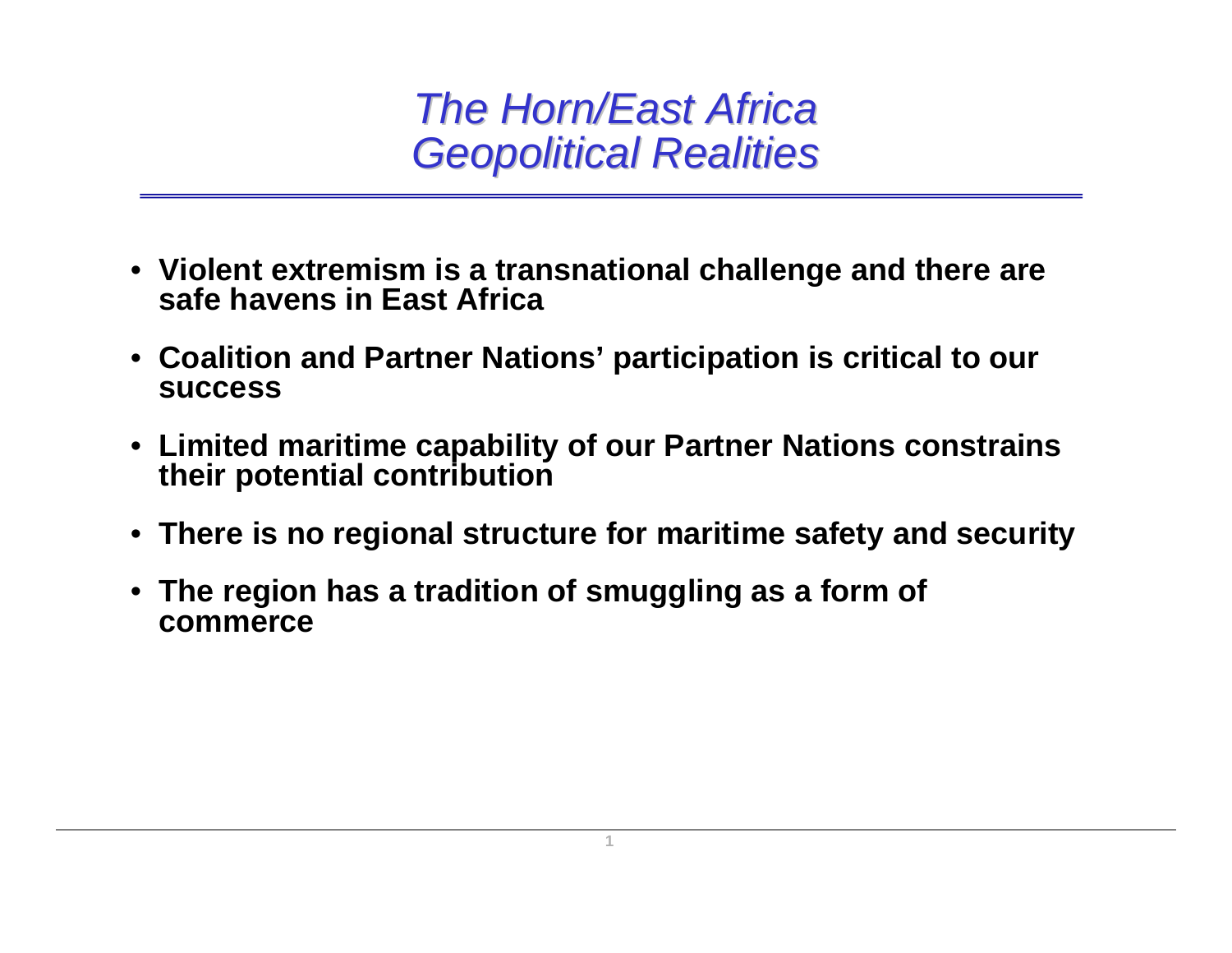# *The Horn/East Africa Geopolitical Realities*

- **Violent extremism is a transnational challenge and there are safe havens in East Africa**
- **Coalition and Partner Nations' participation is critical to our success**
- **Limited maritime capability of our Partner Nations constrains their potential contribution**
- **There is no regional structure for maritime safety and security**
- **The region has a tradition of smuggling as a form of commerce**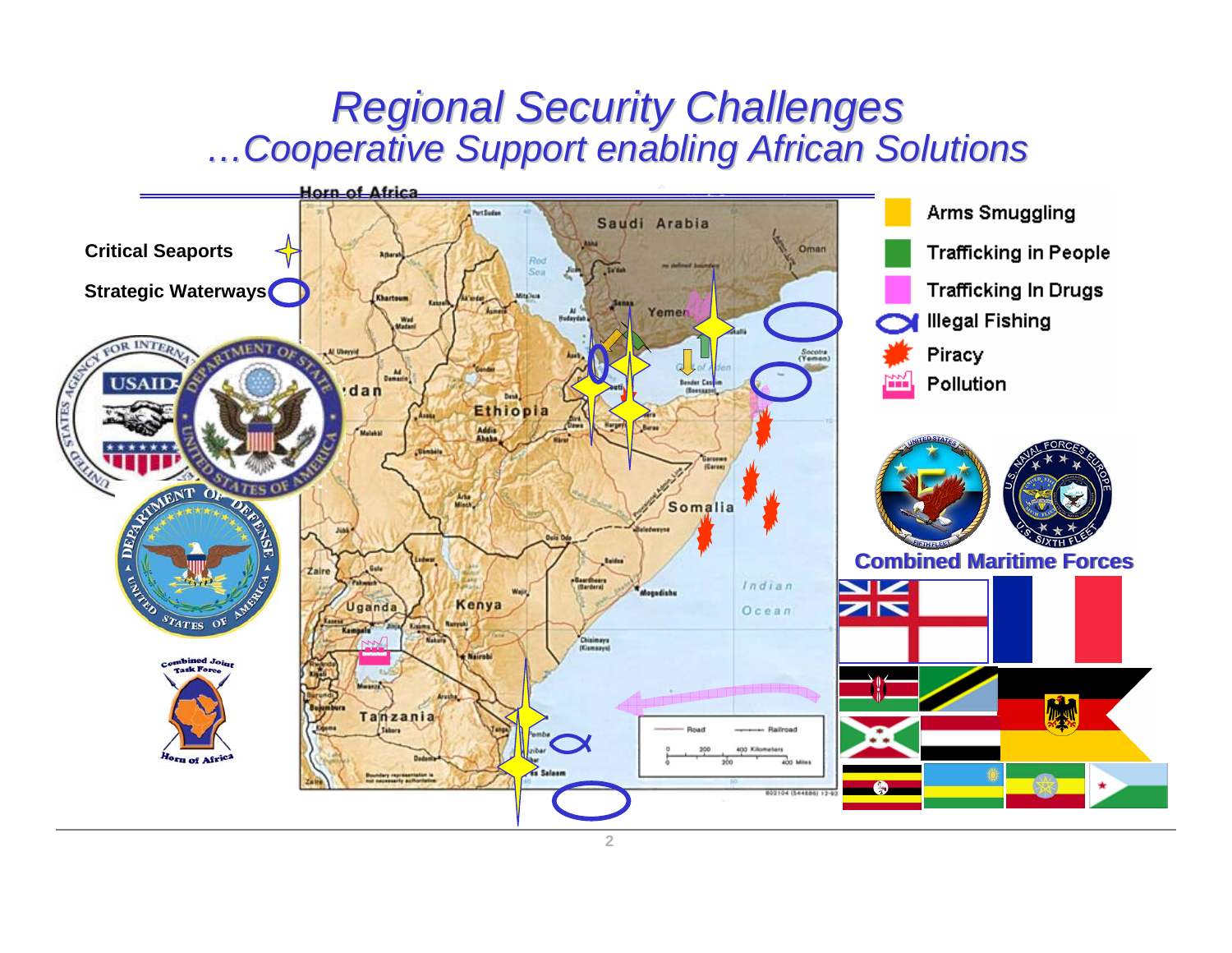# Regional Security Challenges
## …Cooperative Support enabling African Solutions

Horn of Africa

Critical Seaports

Strategic Waterways

- Arms Smuggling
- Trafficking in People
- Trafficking In Drugs
- Illegal Fishing
- Piracy
- Pollution

Combined Maritime Forces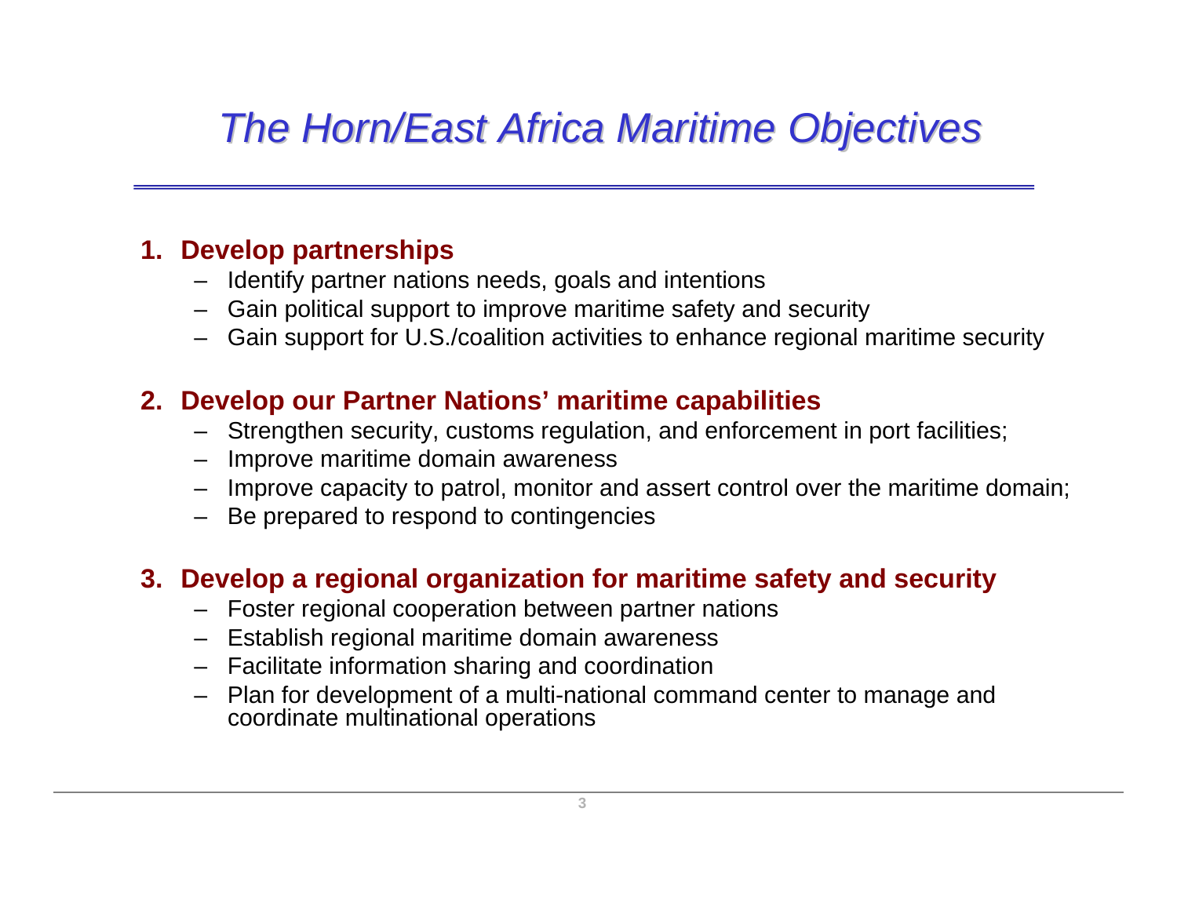# *The Horn/East Africa Maritime Objectives*

1. **Develop partnerships**
   - Identify partner nations needs, goals and intentions
   - Gain political support to improve maritime safety and security
   - Gain support for U.S./coalition activities to enhance regional maritime security

2. **Develop our Partner Nations' maritime capabilities**
   - Strengthen security, customs regulation, and enforcement in port facilities;
   - Improve maritime domain awareness
   - Improve capacity to patrol, monitor and assert control over the maritime domain;
   - Be prepared to respond to contingencies

3. **Develop a regional organization for maritime safety and security**
   - Foster regional cooperation between partner nations
   - Establish regional maritime domain awareness
   - Facilitate information sharing and coordination
   - Plan for development of a multi-national command center to manage and coordinate multinational operations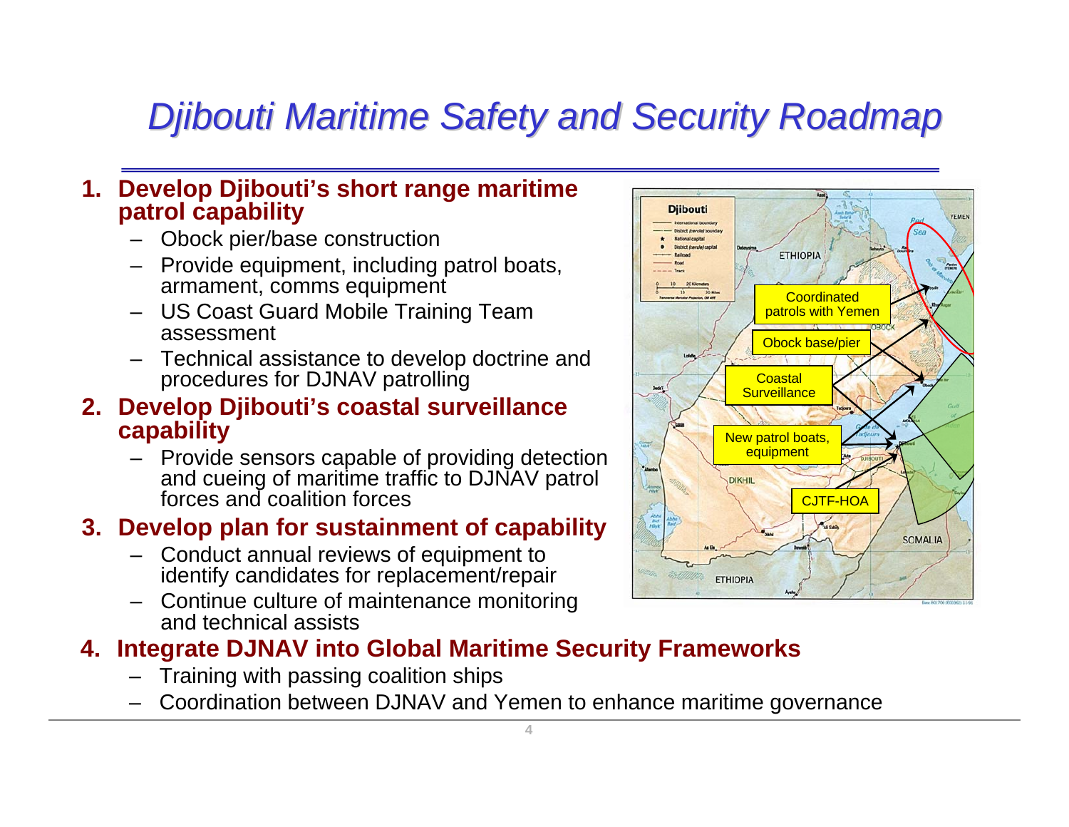# Djibouti Maritime Safety and Security Roadmap

1. **Develop Djibouti's short range maritime patrol capability**
   - Obock pier/base construction
   - Provide equipment, including patrol boats, armament, comms equipment
   - US Coast Guard Mobile Training Team assessment
   - Technical assistance to develop doctrine and procedures for DJNAV patrolling
2. **Develop Djibouti's coastal surveillance capability**
   - Provide sensors capable of providing detection and cueing of maritime traffic to DJNAV patrol forces and coalition forces
3. **Develop plan for sustainment of capability**
   - Conduct annual reviews of equipment to identify candidates for replacement/repair
   - Continue culture of maintenance monitoring and technical assists
4. **Integrate DJNAV into Global Maritime Security Frameworks**
   - Training with passing coalition ships
   - Coordination between DJNAV and Yemen to enhance maritime governance

Coordinated patrols with Yemen

Obock base/pier

Coastal Surveillance

New patrol boats, equipment

CJTF-HOA